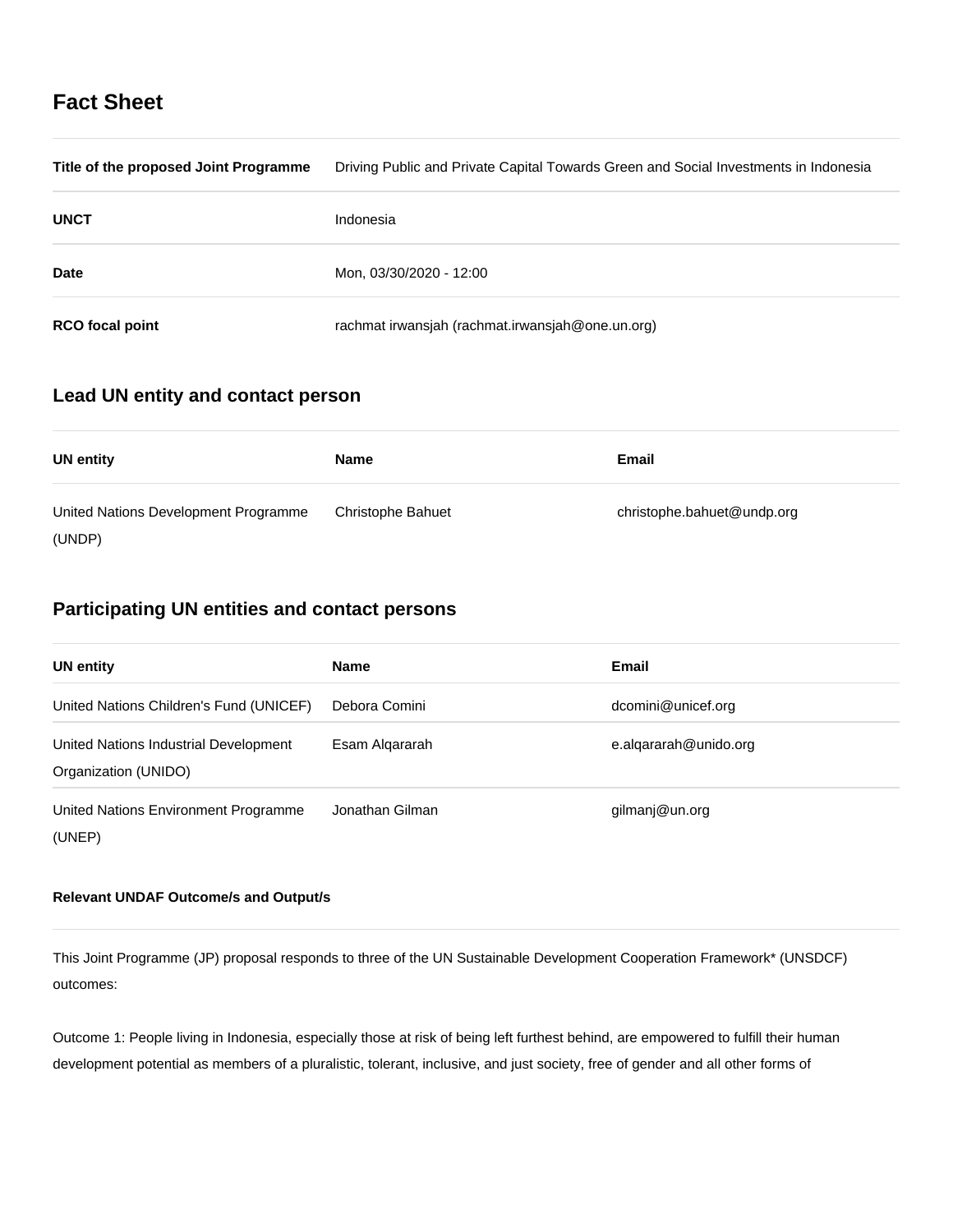# Fact Sheet

| | |
|---|---|
| **Title of the proposed Joint Programme** | Driving Public and Private Capital Towards Green and Social Investments in Indonesia |
| **UNCT** | Indonesia |
| **Date** | Mon, 03/30/2020 - 12:00 |
| **RCO focal point** | rachmat irwansjah (rachmat.irwansjah@one.un.org) |

## Lead UN entity and contact person

| UN entity | Name | Email |
|---|---|---|
| United Nations Development Programme (UNDP) | Christophe Bahuet | christophe.bahuet@undp.org |

## Participating UN entities and contact persons

| UN entity | Name | Email |
|---|---|---|
| United Nations Children's Fund (UNICEF) | Debora Comini | dcomini@unicef.org |
| United Nations Industrial Development Organization (UNIDO) | Esam Alqararah | e.alqararah@unido.org |
| United Nations Environment Programme (UNEP) | Jonathan Gilman | gilmanj@un.org |

#### Relevant UNDAF Outcome/s and Output/s

This Joint Programme (JP) proposal responds to three of the UN Sustainable Development Cooperation Framework* (UNSDCF) outcomes:

Outcome 1: People living in Indonesia, especially those at risk of being left furthest behind, are empowered to fulfill their human development potential as members of a pluralistic, tolerant, inclusive, and just society, free of gender and all other forms of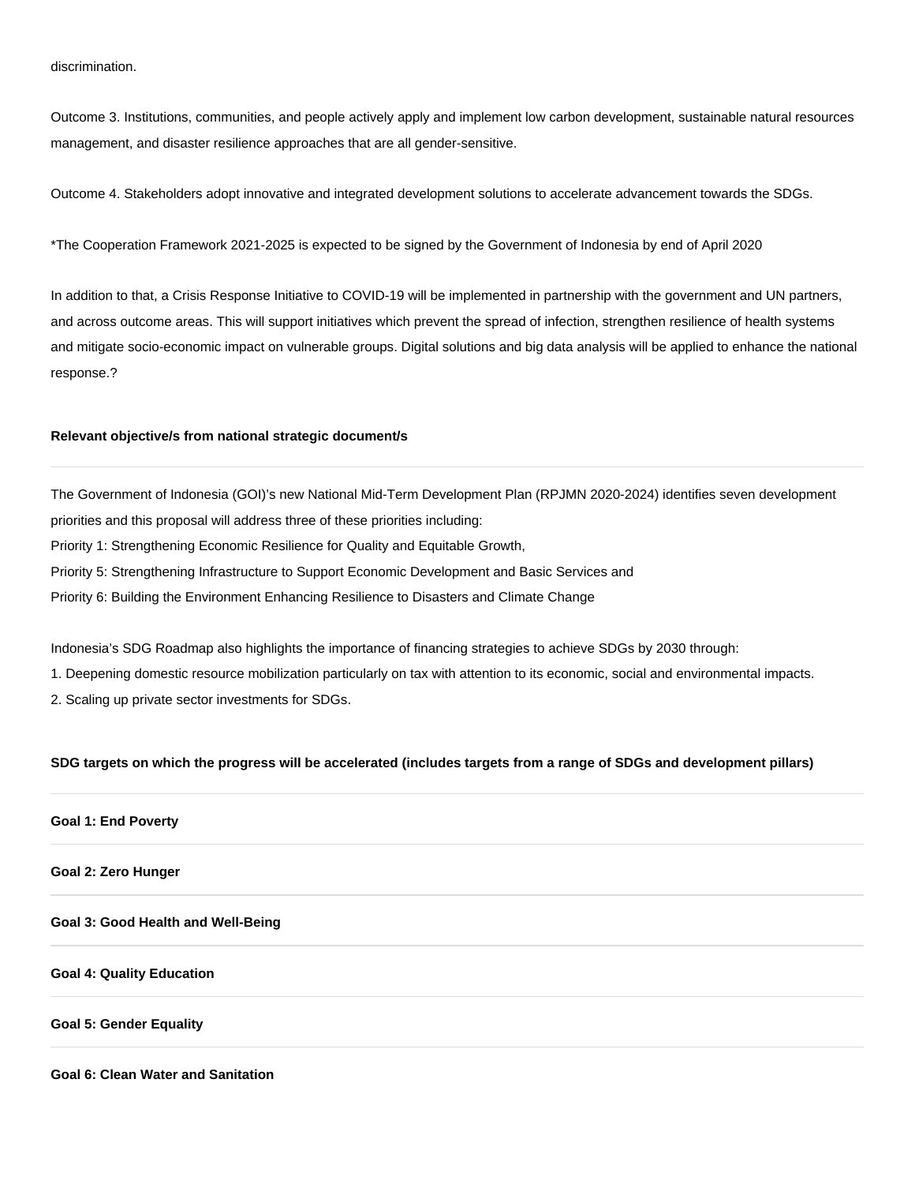discrimination.

Outcome 3. Institutions, communities, and people actively apply and implement low carbon development, sustainable natural resources management, and disaster resilience approaches that are all gender-sensitive.

Outcome 4. Stakeholders adopt innovative and integrated development solutions to accelerate advancement towards the SDGs.

*The Cooperation Framework 2021-2025 is expected to be signed by the Government of Indonesia by end of April 2020

In addition to that, a Crisis Response Initiative to COVID-19 will be implemented in partnership with the government and UN partners, and across outcome areas. This will support initiatives which prevent the spread of infection, strengthen resilience of health systems and mitigate socio-economic impact on vulnerable groups. Digital solutions and big data analysis will be applied to enhance the national response.?

**Relevant objective/s from national strategic document/s**

---

The Government of Indonesia (GOI)'s new National Mid-Term Development Plan (RPJMN 2020-2024) identifies seven development priorities and this proposal will address three of these priorities including:
Priority 1: Strengthening Economic Resilience for Quality and Equitable Growth,
Priority 5: Strengthening Infrastructure to Support Economic Development and Basic Services and
Priority 6: Building the Environment Enhancing Resilience to Disasters and Climate Change

Indonesia's SDG Roadmap also highlights the importance of financing strategies to achieve SDGs by 2030 through:
1. Deepening domestic resource mobilization particularly on tax with attention to its economic, social and environmental impacts.
2. Scaling up private sector investments for SDGs.

**SDG targets on which the progress will be accelerated (includes targets from a range of SDGs and development pillars)**

---

**Goal 1: End Poverty**

---

**Goal 2: Zero Hunger**

---

**Goal 3: Good Health and Well-Being**

---

**Goal 4: Quality Education**

---

**Goal 5: Gender Equality**

---

**Goal 6: Clean Water and Sanitation**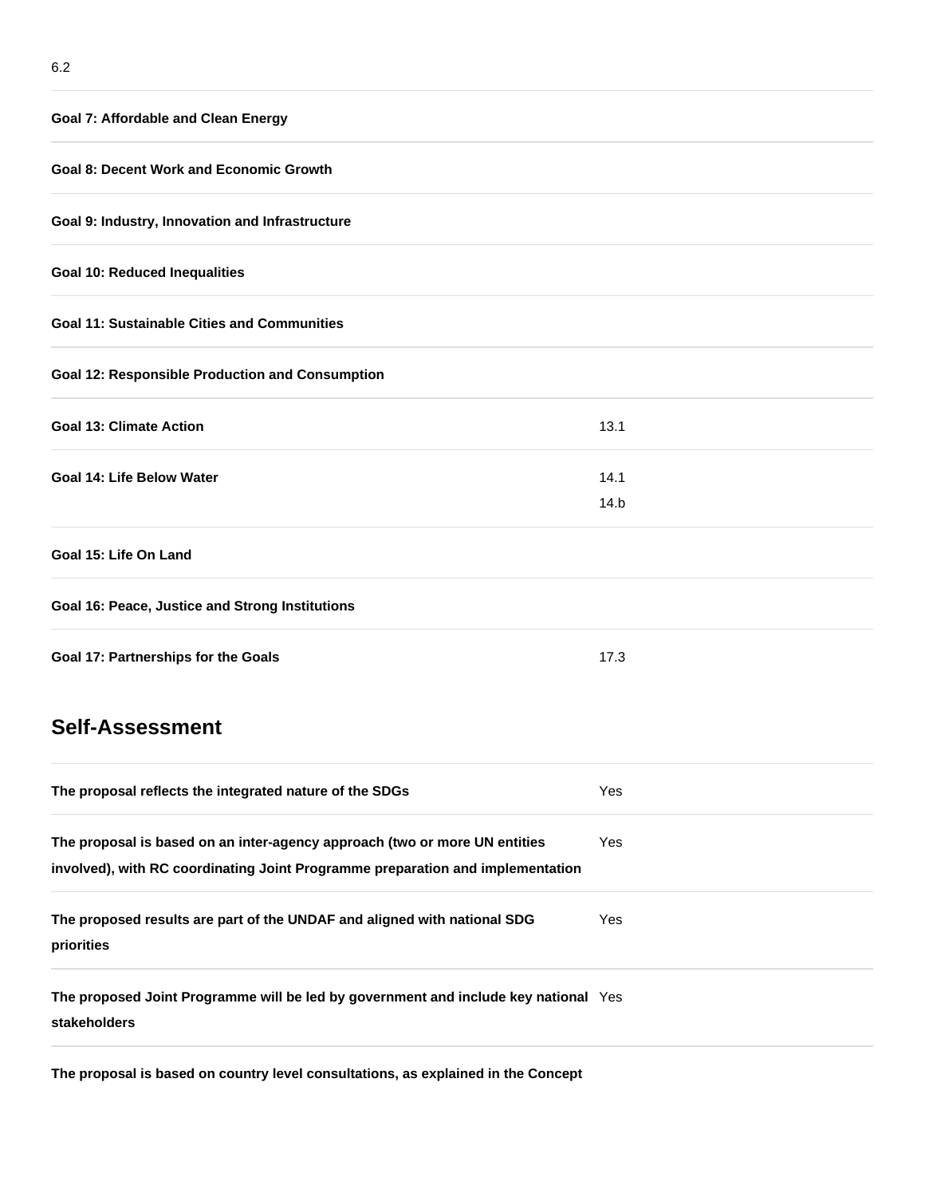| | |
|---|---|
| | 6.2 |
| **Goal 7: Affordable and Clean Energy** | |
| **Goal 8: Decent Work and Economic Growth** | |
| **Goal 9: Industry, Innovation and Infrastructure** | |
| **Goal 10: Reduced Inequalities** | |
| **Goal 11: Sustainable Cities and Communities** | |
| **Goal 12: Responsible Production and Consumption** | |
| **Goal 13: Climate Action** | 13.1 |
| **Goal 14: Life Below Water** | 14.1<br>14.b |
| **Goal 15: Life On Land** | |
| **Goal 16: Peace, Justice and Strong Institutions** | |
| **Goal 17: Partnerships for the Goals** | 17.3 |

## Self-Assessment

| | |
|---|---|
| **The proposal reflects the integrated nature of the SDGs** | Yes |
| **The proposal is based on an inter-agency approach (two or more UN entities involved), with RC coordinating Joint Programme preparation and implementation** | Yes |
| **The proposed results are part of the UNDAF and aligned with national SDG priorities** | Yes |
| **The proposed Joint Programme will be led by government and include key national stakeholders** | Yes |
| **The proposal is based on country level consultations, as explained in the Concept** | |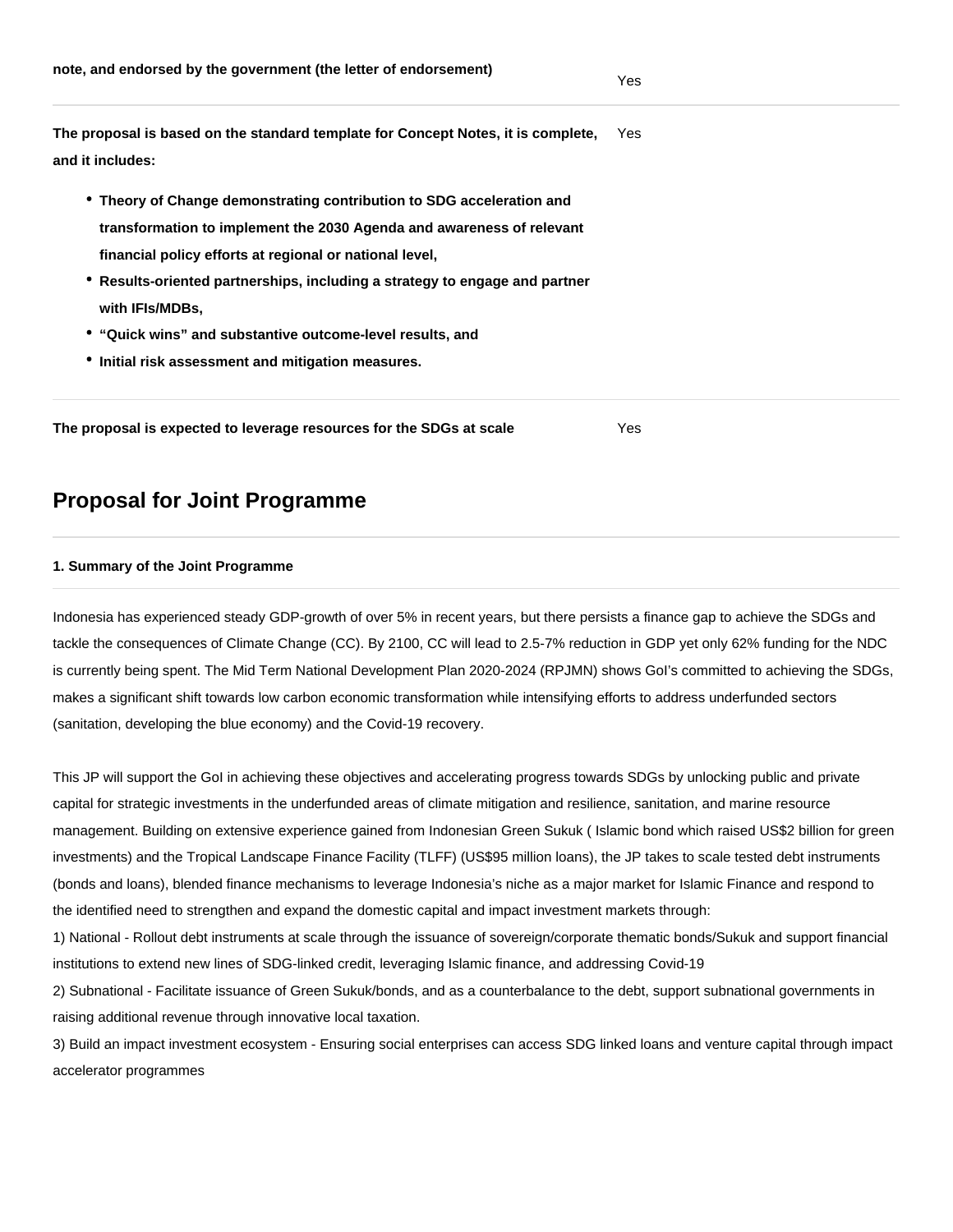| | |
|---|---|
| **note, and endorsed by the government (the letter of endorsement)** | Yes |
| **The proposal is based on the standard template for Concept Notes, it is complete, and it includes:**<br>• **Theory of Change demonstrating contribution to SDG acceleration and transformation to implement the 2030 Agenda and awareness of relevant financial policy efforts at regional or national level,**<br>• **Results-oriented partnerships, including a strategy to engage and partner with IFIs/MDBs,**<br>• **"Quick wins" and substantive outcome-level results, and**<br>• **Initial risk assessment and mitigation measures.** | Yes |
| **The proposal is expected to leverage resources for the SDGs at scale** | Yes |

## Proposal for Joint Programme

#### 1. Summary of the Joint Programme

Indonesia has experienced steady GDP-growth of over 5% in recent years, but there persists a finance gap to achieve the SDGs and tackle the consequences of Climate Change (CC). By 2100, CC will lead to 2.5-7% reduction in GDP yet only 62% funding for the NDC is currently being spent. The Mid Term National Development Plan 2020-2024 (RPJMN) shows GoI's committed to achieving the SDGs, makes a significant shift towards low carbon economic transformation while intensifying efforts to address underfunded sectors (sanitation, developing the blue economy) and the Covid-19 recovery.

This JP will support the GoI in achieving these objectives and accelerating progress towards SDGs by unlocking public and private capital for strategic investments in the underfunded areas of climate mitigation and resilience, sanitation, and marine resource management. Building on extensive experience gained from Indonesian Green Sukuk ( Islamic bond which raised US$2 billion for green investments) and the Tropical Landscape Finance Facility (TLFF) (US$95 million loans), the JP takes to scale tested debt instruments (bonds and loans), blended finance mechanisms to leverage Indonesia's niche as a major market for Islamic Finance and respond to the identified need to strengthen and expand the domestic capital and impact investment markets through:
1) National - Rollout debt instruments at scale through the issuance of sovereign/corporate thematic bonds/Sukuk and support financial institutions to extend new lines of SDG-linked credit, leveraging Islamic finance, and addressing Covid-19
2) Subnational - Facilitate issuance of Green Sukuk/bonds, and as a counterbalance to the debt, support subnational governments in raising additional revenue through innovative local taxation.
3) Build an impact investment ecosystem - Ensuring social enterprises can access SDG linked loans and venture capital through impact accelerator programmes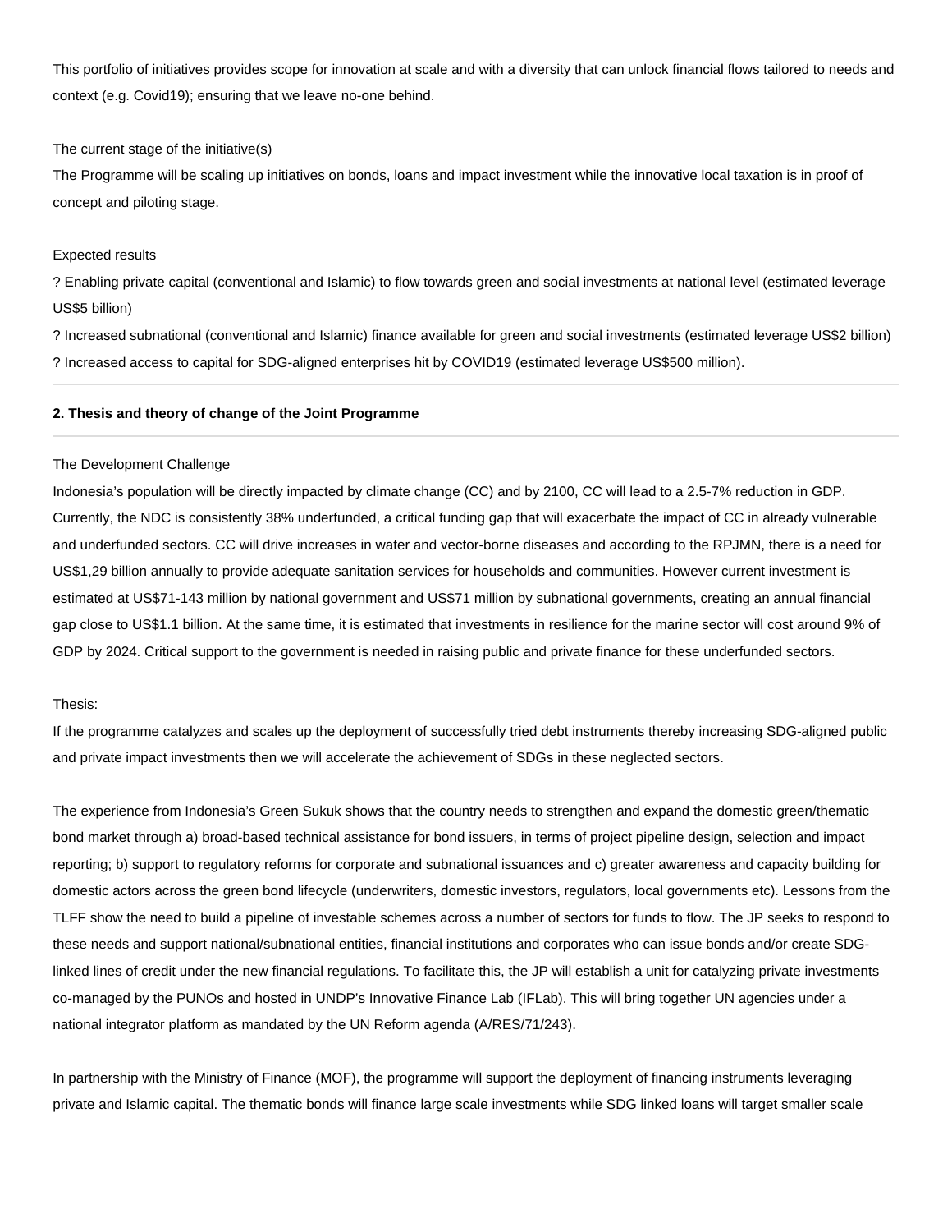This portfolio of initiatives provides scope for innovation at scale and with a diversity that can unlock financial flows tailored to needs and context (e.g. Covid19); ensuring that we leave no-one behind.

The current stage of the initiative(s)

The Programme will be scaling up initiatives on bonds, loans and impact investment while the innovative local taxation is in proof of concept and piloting stage.

Expected results

? Enabling private capital (conventional and Islamic) to flow towards green and social investments at national level (estimated leverage US$5 billion)

? Increased subnational (conventional and Islamic) finance available for green and social investments (estimated leverage US$2 billion)

? Increased access to capital for SDG-aligned enterprises hit by COVID19 (estimated leverage US$500 million).

---

**2. Thesis and theory of change of the Joint Programme**

---

The Development Challenge

Indonesia's population will be directly impacted by climate change (CC) and by 2100, CC will lead to a 2.5-7% reduction in GDP. Currently, the NDC is consistently 38% underfunded, a critical funding gap that will exacerbate the impact of CC in already vulnerable and underfunded sectors. CC will drive increases in water and vector-borne diseases and according to the RPJMN, there is a need for US$1,29 billion annually to provide adequate sanitation services for households and communities. However current investment is estimated at US$71-143 million by national government and US$71 million by subnational governments, creating an annual financial gap close to US$1.1 billion. At the same time, it is estimated that investments in resilience for the marine sector will cost around 9% of GDP by 2024. Critical support to the government is needed in raising public and private finance for these underfunded sectors.

Thesis:

If the programme catalyzes and scales up the deployment of successfully tried debt instruments thereby increasing SDG-aligned public and private impact investments then we will accelerate the achievement of SDGs in these neglected sectors.

The experience from Indonesia's Green Sukuk shows that the country needs to strengthen and expand the domestic green/thematic bond market through a) broad-based technical assistance for bond issuers, in terms of project pipeline design, selection and impact reporting; b) support to regulatory reforms for corporate and subnational issuances and c) greater awareness and capacity building for domestic actors across the green bond lifecycle (underwriters, domestic investors, regulators, local governments etc). Lessons from the TLFF show the need to build a pipeline of investable schemes across a number of sectors for funds to flow. The JP seeks to respond to these needs and support national/subnational entities, financial institutions and corporates who can issue bonds and/or create SDG-linked lines of credit under the new financial regulations. To facilitate this, the JP will establish a unit for catalyzing private investments co-managed by the PUNOs and hosted in UNDP's Innovative Finance Lab (IFLab). This will bring together UN agencies under a national integrator platform as mandated by the UN Reform agenda (A/RES/71/243).

In partnership with the Ministry of Finance (MOF), the programme will support the deployment of financing instruments leveraging private and Islamic capital. The thematic bonds will finance large scale investments while SDG linked loans will target smaller scale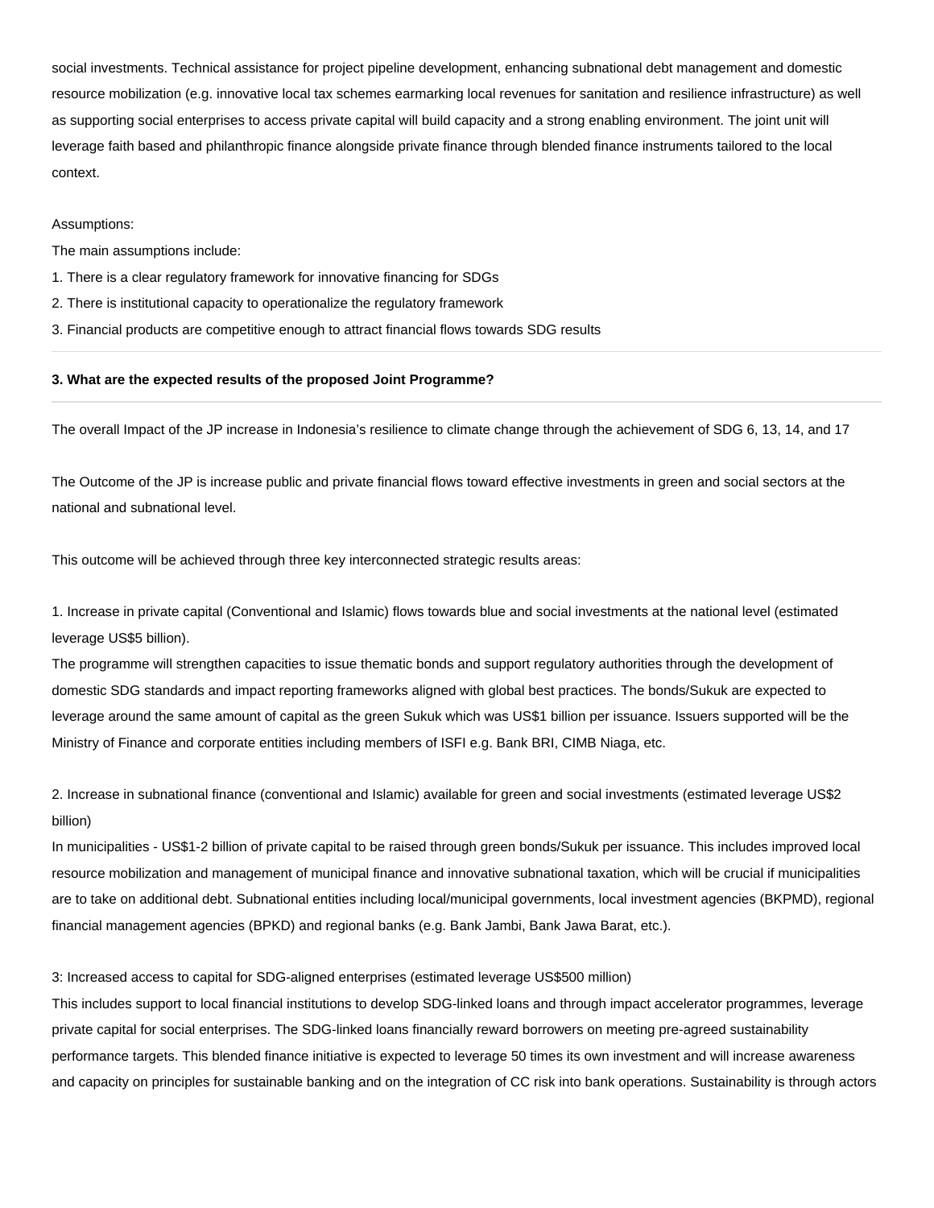social investments. Technical assistance for project pipeline development, enhancing subnational debt management and domestic resource mobilization (e.g. innovative local tax schemes earmarking local revenues for sanitation and resilience infrastructure) as well as supporting social enterprises to access private capital will build capacity and a strong enabling environment. The joint unit will leverage faith based and philanthropic finance alongside private finance through blended finance instruments tailored to the local context.

Assumptions:

The main assumptions include:

1. There is a clear regulatory framework for innovative financing for SDGs
2. There is institutional capacity to operationalize the regulatory framework
3. Financial products are competitive enough to attract financial flows towards SDG results

---

**3. What are the expected results of the proposed Joint Programme?**

---

The overall Impact of the JP increase in Indonesia's resilience to climate change through the achievement of SDG 6, 13, 14, and 17

The Outcome of the JP is increase public and private financial flows toward effective investments in green and social sectors at the national and subnational level.

This outcome will be achieved through three key interconnected strategic results areas:

1. Increase in private capital (Conventional and Islamic) flows towards blue and social investments at the national level (estimated leverage US$5 billion).
The programme will strengthen capacities to issue thematic bonds and support regulatory authorities through the development of domestic SDG standards and impact reporting frameworks aligned with global best practices. The bonds/Sukuk are expected to leverage around the same amount of capital as the green Sukuk which was US$1 billion per issuance. Issuers supported will be the Ministry of Finance and corporate entities including members of ISFI e.g. Bank BRI, CIMB Niaga, etc.

2. Increase in subnational finance (conventional and Islamic) available for green and social investments (estimated leverage US$2 billion)
In municipalities - US$1-2 billion of private capital to be raised through green bonds/Sukuk per issuance. This includes improved local resource mobilization and management of municipal finance and innovative subnational taxation, which will be crucial if municipalities are to take on additional debt. Subnational entities including local/municipal governments, local investment agencies (BKPMD), regional financial management agencies (BPKD) and regional banks (e.g. Bank Jambi, Bank Jawa Barat, etc.).

3: Increased access to capital for SDG-aligned enterprises (estimated leverage US$500 million)
This includes support to local financial institutions to develop SDG-linked loans and through impact accelerator programmes, leverage private capital for social enterprises. The SDG-linked loans financially reward borrowers on meeting pre-agreed sustainability performance targets. This blended finance initiative is expected to leverage 50 times its own investment and will increase awareness and capacity on principles for sustainable banking and on the integration of CC risk into bank operations. Sustainability is through actors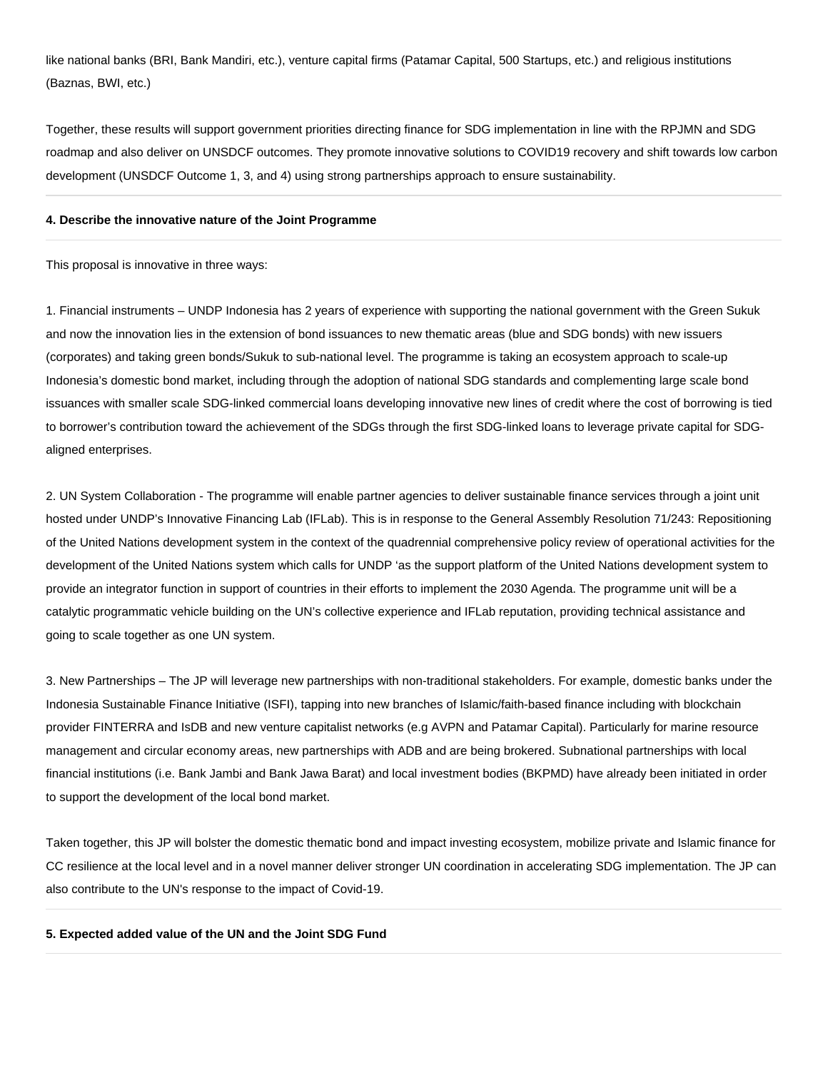like national banks (BRI, Bank Mandiri, etc.), venture capital firms (Patamar Capital, 500 Startups, etc.) and religious institutions (Baznas, BWI, etc.)

Together, these results will support government priorities directing finance for SDG implementation in line with the RPJMN and SDG roadmap and also deliver on UNSDCF outcomes. They promote innovative solutions to COVID19 recovery and shift towards low carbon development (UNSDCF Outcome 1, 3, and 4) using strong partnerships approach to ensure sustainability.

**4. Describe the innovative nature of the Joint Programme**

This proposal is innovative in three ways:

1. Financial instruments – UNDP Indonesia has 2 years of experience with supporting the national government with the Green Sukuk and now the innovation lies in the extension of bond issuances to new thematic areas (blue and SDG bonds) with new issuers (corporates) and taking green bonds/Sukuk to sub-national level. The programme is taking an ecosystem approach to scale-up Indonesia's domestic bond market, including through the adoption of national SDG standards and complementing large scale bond issuances with smaller scale SDG-linked commercial loans developing innovative new lines of credit where the cost of borrowing is tied to borrower's contribution toward the achievement of the SDGs through the first SDG-linked loans to leverage private capital for SDG-aligned enterprises.

2. UN System Collaboration - The programme will enable partner agencies to deliver sustainable finance services through a joint unit hosted under UNDP's Innovative Financing Lab (IFLab). This is in response to the General Assembly Resolution 71/243: Repositioning of the United Nations development system in the context of the quadrennial comprehensive policy review of operational activities for the development of the United Nations system which calls for UNDP 'as the support platform of the United Nations development system to provide an integrator function in support of countries in their efforts to implement the 2030 Agenda. The programme unit will be a catalytic programmatic vehicle building on the UN's collective experience and IFLab reputation, providing technical assistance and going to scale together as one UN system.

3. New Partnerships – The JP will leverage new partnerships with non-traditional stakeholders. For example, domestic banks under the Indonesia Sustainable Finance Initiative (ISFI), tapping into new branches of Islamic/faith-based finance including with blockchain provider FINTERRA and IsDB and new venture capitalist networks (e.g AVPN and Patamar Capital). Particularly for marine resource management and circular economy areas, new partnerships with ADB and are being brokered. Subnational partnerships with local financial institutions (i.e. Bank Jambi and Bank Jawa Barat) and local investment bodies (BKPMD) have already been initiated in order to support the development of the local bond market.

Taken together, this JP will bolster the domestic thematic bond and impact investing ecosystem, mobilize private and Islamic finance for CC resilience at the local level and in a novel manner deliver stronger UN coordination in accelerating SDG implementation. The JP can also contribute to the UN's response to the impact of Covid-19.

**5. Expected added value of the UN and the Joint SDG Fund**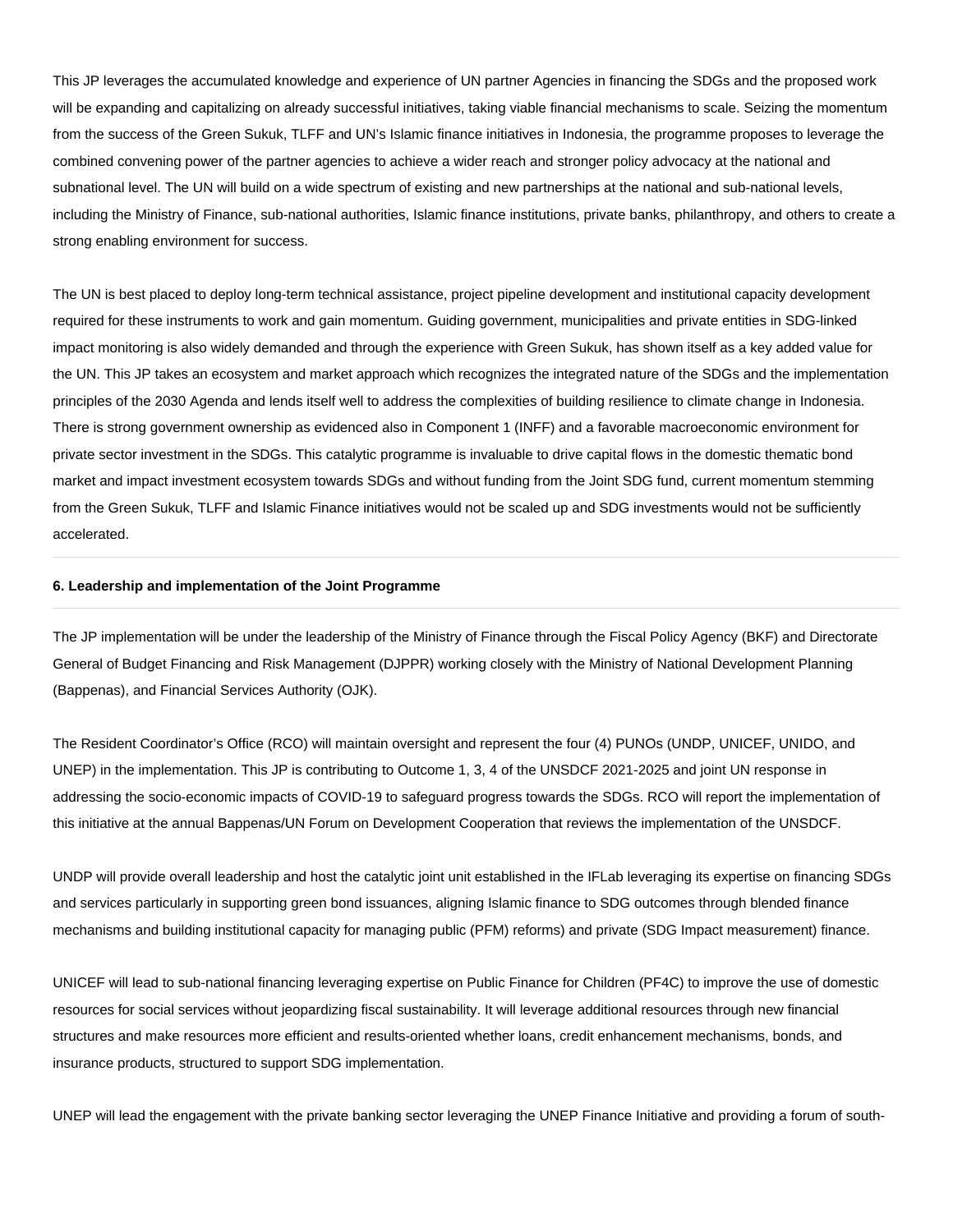This JP leverages the accumulated knowledge and experience of UN partner Agencies in financing the SDGs and the proposed work will be expanding and capitalizing on already successful initiatives, taking viable financial mechanisms to scale. Seizing the momentum from the success of the Green Sukuk, TLFF and UN's Islamic finance initiatives in Indonesia, the programme proposes to leverage the combined convening power of the partner agencies to achieve a wider reach and stronger policy advocacy at the national and subnational level. The UN will build on a wide spectrum of existing and new partnerships at the national and sub-national levels, including the Ministry of Finance, sub-national authorities, Islamic finance institutions, private banks, philanthropy, and others to create a strong enabling environment for success.

The UN is best placed to deploy long-term technical assistance, project pipeline development and institutional capacity development required for these instruments to work and gain momentum. Guiding government, municipalities and private entities in SDG-linked impact monitoring is also widely demanded and through the experience with Green Sukuk, has shown itself as a key added value for the UN. This JP takes an ecosystem and market approach which recognizes the integrated nature of the SDGs and the implementation principles of the 2030 Agenda and lends itself well to address the complexities of building resilience to climate change in Indonesia. There is strong government ownership as evidenced also in Component 1 (INFF) and a favorable macroeconomic environment for private sector investment in the SDGs. This catalytic programme is invaluable to drive capital flows in the domestic thematic bond market and impact investment ecosystem towards SDGs and without funding from the Joint SDG fund, current momentum stemming from the Green Sukuk, TLFF and Islamic Finance initiatives would not be scaled up and SDG investments would not be sufficiently accelerated.

**6. Leadership and implementation of the Joint Programme**

The JP implementation will be under the leadership of the Ministry of Finance through the Fiscal Policy Agency (BKF) and Directorate General of Budget Financing and Risk Management (DJPPR) working closely with the Ministry of National Development Planning (Bappenas), and Financial Services Authority (OJK).

The Resident Coordinator's Office (RCO) will maintain oversight and represent the four (4) PUNOs (UNDP, UNICEF, UNIDO, and UNEP) in the implementation. This JP is contributing to Outcome 1, 3, 4 of the UNSDCF 2021-2025 and joint UN response in addressing the socio-economic impacts of COVID-19 to safeguard progress towards the SDGs. RCO will report the implementation of this initiative at the annual Bappenas/UN Forum on Development Cooperation that reviews the implementation of the UNSDCF.

UNDP will provide overall leadership and host the catalytic joint unit established in the IFLab leveraging its expertise on financing SDGs and services particularly in supporting green bond issuances, aligning Islamic finance to SDG outcomes through blended finance mechanisms and building institutional capacity for managing public (PFM) reforms) and private (SDG Impact measurement) finance.

UNICEF will lead to sub-national financing leveraging expertise on Public Finance for Children (PF4C) to improve the use of domestic resources for social services without jeopardizing fiscal sustainability. It will leverage additional resources through new financial structures and make resources more efficient and results-oriented whether loans, credit enhancement mechanisms, bonds, and insurance products, structured to support SDG implementation.

UNEP will lead the engagement with the private banking sector leveraging the UNEP Finance Initiative and providing a forum of south-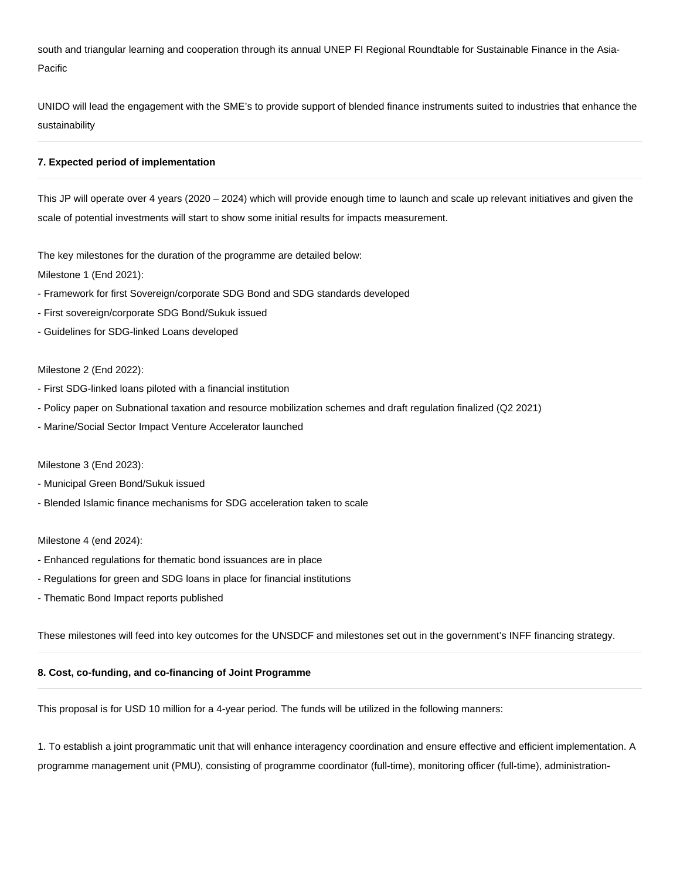south and triangular learning and cooperation through its annual UNEP FI Regional Roundtable for Sustainable Finance in the Asia-Pacific

UNIDO will lead the engagement with the SME's to provide support of blended finance instruments suited to industries that enhance the sustainability

---

**7. Expected period of implementation**

---

This JP will operate over 4 years (2020 – 2024) which will provide enough time to launch and scale up relevant initiatives and given the scale of potential investments will start to show some initial results for impacts measurement.

The key milestones for the duration of the programme are detailed below:
Milestone 1 (End 2021):
- Framework for first Sovereign/corporate SDG Bond and SDG standards developed
- First sovereign/corporate SDG Bond/Sukuk issued
- Guidelines for SDG-linked Loans developed

Milestone 2 (End 2022):
- First SDG-linked loans piloted with a financial institution
- Policy paper on Subnational taxation and resource mobilization schemes and draft regulation finalized (Q2 2021)
- Marine/Social Sector Impact Venture Accelerator launched

Milestone 3 (End 2023):
- Municipal Green Bond/Sukuk issued
- Blended Islamic finance mechanisms for SDG acceleration taken to scale

Milestone 4 (end 2024):
- Enhanced regulations for thematic bond issuances are in place
- Regulations for green and SDG loans in place for financial institutions
- Thematic Bond Impact reports published

These milestones will feed into key outcomes for the UNSDCF and milestones set out in the government's INFF financing strategy.

---

**8. Cost, co-funding, and co-financing of Joint Programme**

---

This proposal is for USD 10 million for a 4-year period. The funds will be utilized in the following manners:

1. To establish a joint programmatic unit that will enhance interagency coordination and ensure effective and efficient implementation. A programme management unit (PMU), consisting of programme coordinator (full-time), monitoring officer (full-time), administration-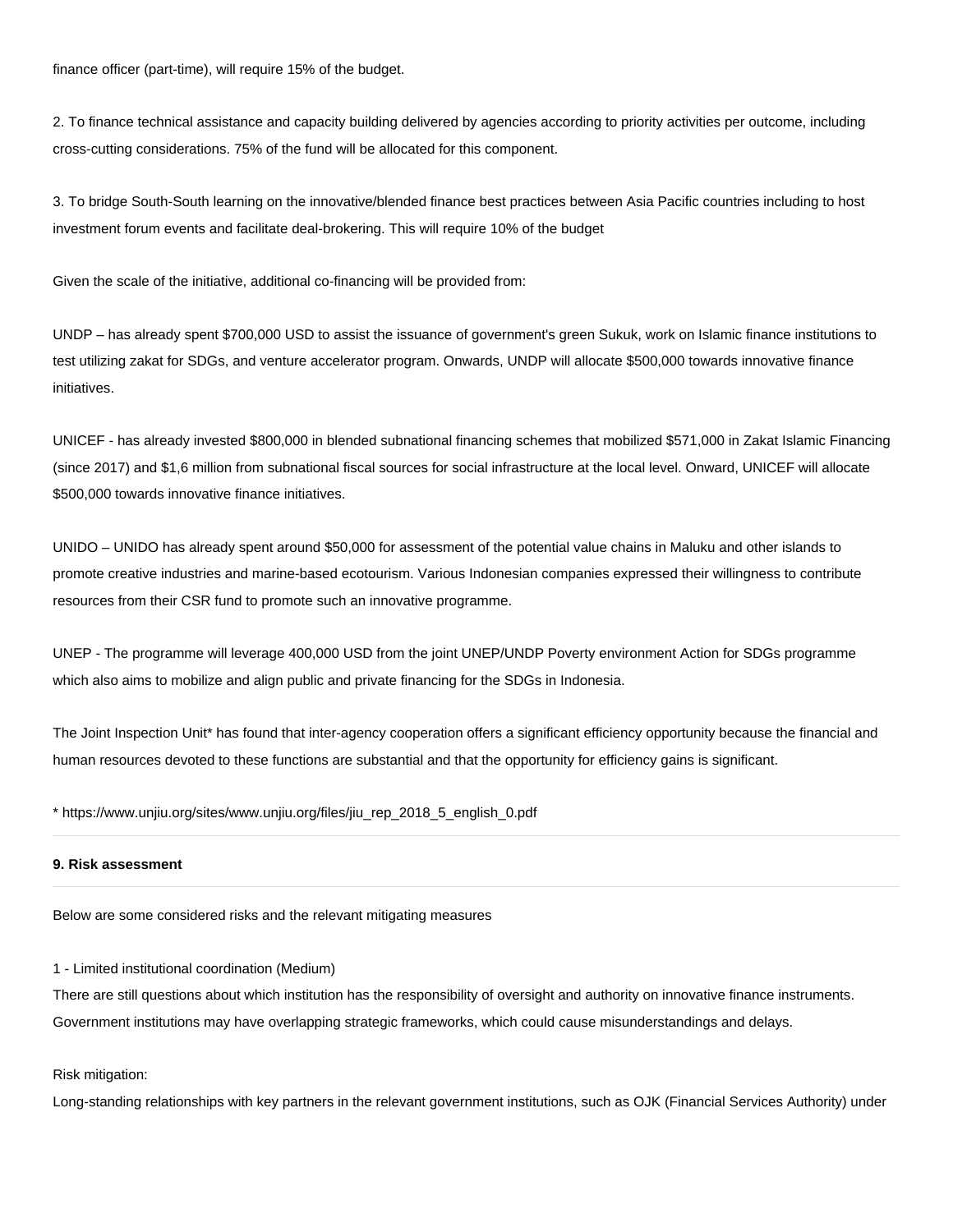finance officer (part-time), will require 15% of the budget.

2. To finance technical assistance and capacity building delivered by agencies according to priority activities per outcome, including cross-cutting considerations. 75% of the fund will be allocated for this component.

3. To bridge South-South learning on the innovative/blended finance best practices between Asia Pacific countries including to host investment forum events and facilitate deal-brokering. This will require 10% of the budget

Given the scale of the initiative, additional co-financing will be provided from:

UNDP – has already spent $700,000 USD to assist the issuance of government's green Sukuk, work on Islamic finance institutions to test utilizing zakat for SDGs, and venture accelerator program. Onwards, UNDP will allocate $500,000 towards innovative finance initiatives.

UNICEF - has already invested $800,000 in blended subnational financing schemes that mobilized $571,000 in Zakat Islamic Financing (since 2017) and $1,6 million from subnational fiscal sources for social infrastructure at the local level. Onward, UNICEF will allocate $500,000 towards innovative finance initiatives.

UNIDO – UNIDO has already spent around $50,000 for assessment of the potential value chains in Maluku and other islands to promote creative industries and marine-based ecotourism. Various Indonesian companies expressed their willingness to contribute resources from their CSR fund to promote such an innovative programme.

UNEP - The programme will leverage 400,000 USD from the joint UNEP/UNDP Poverty environment Action for SDGs programme which also aims to mobilize and align public and private financing for the SDGs in Indonesia.

The Joint Inspection Unit* has found that inter-agency cooperation offers a significant efficiency opportunity because the financial and human resources devoted to these functions are substantial and that the opportunity for efficiency gains is significant.

* https://www.unjiu.org/sites/www.unjiu.org/files/jiu_rep_2018_5_english_0.pdf

---

**9. Risk assessment**

---

Below are some considered risks and the relevant mitigating measures

1 - Limited institutional coordination (Medium)
There are still questions about which institution has the responsibility of oversight and authority on innovative finance instruments. Government institutions may have overlapping strategic frameworks, which could cause misunderstandings and delays.

Risk mitigation:
Long-standing relationships with key partners in the relevant government institutions, such as OJK (Financial Services Authority) under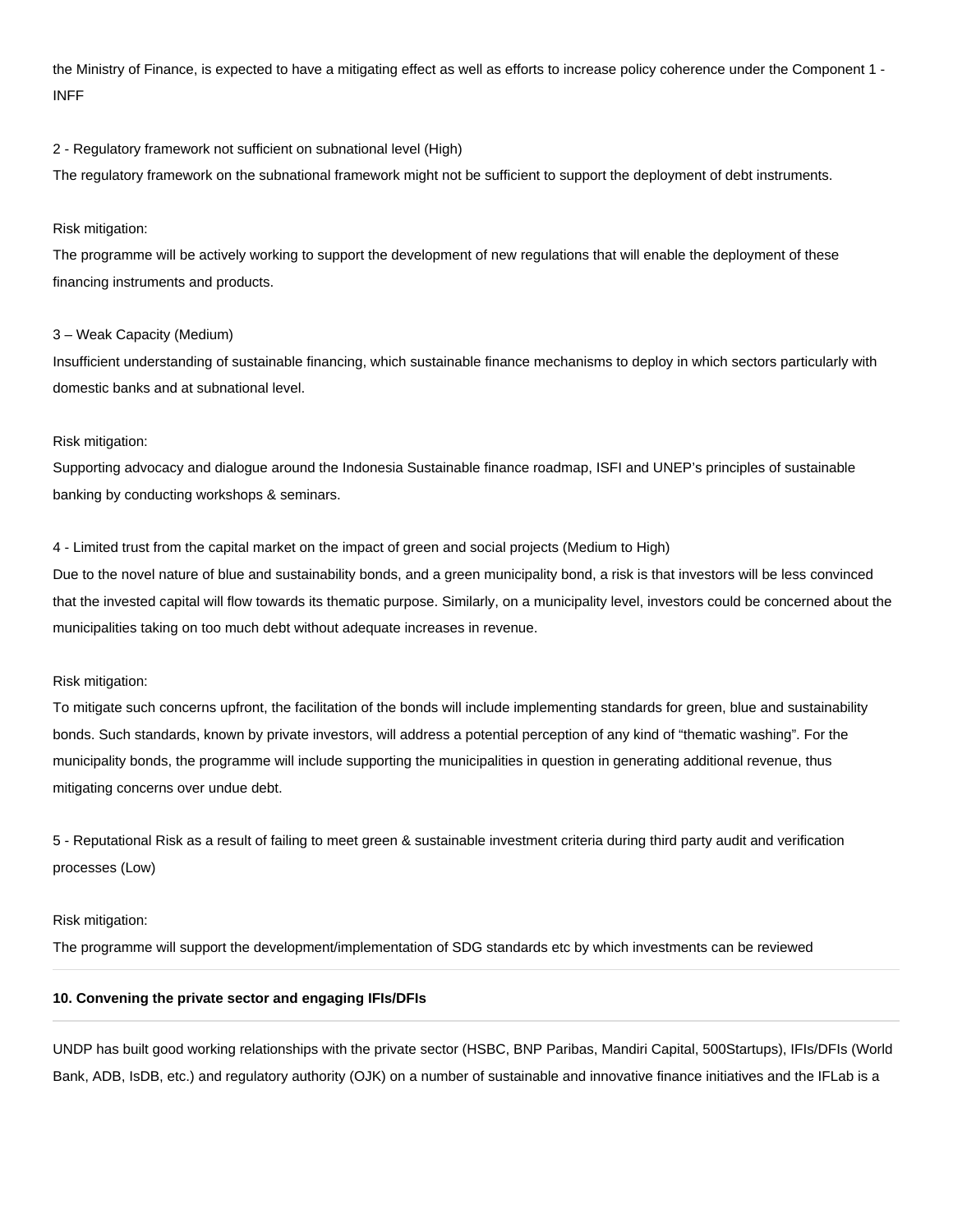the Ministry of Finance, is expected to have a mitigating effect as well as efforts to increase policy coherence under the Component 1 - INFF

2 - Regulatory framework not sufficient on subnational level (High)
The regulatory framework on the subnational framework might not be sufficient to support the deployment of debt instruments.

Risk mitigation:
The programme will be actively working to support the development of new regulations that will enable the deployment of these financing instruments and products.

3 – Weak Capacity (Medium)
Insufficient understanding of sustainable financing, which sustainable finance mechanisms to deploy in which sectors particularly with domestic banks and at subnational level.

Risk mitigation:
Supporting advocacy and dialogue around the Indonesia Sustainable finance roadmap, ISFI and UNEP's principles of sustainable banking by conducting workshops & seminars.

4 - Limited trust from the capital market on the impact of green and social projects (Medium to High)
Due to the novel nature of blue and sustainability bonds, and a green municipality bond, a risk is that investors will be less convinced that the invested capital will flow towards its thematic purpose. Similarly, on a municipality level, investors could be concerned about the municipalities taking on too much debt without adequate increases in revenue.

Risk mitigation:
To mitigate such concerns upfront, the facilitation of the bonds will include implementing standards for green, blue and sustainability bonds. Such standards, known by private investors, will address a potential perception of any kind of "thematic washing". For the municipality bonds, the programme will include supporting the municipalities in question in generating additional revenue, thus mitigating concerns over undue debt.

5 - Reputational Risk as a result of failing to meet green & sustainable investment criteria during third party audit and verification processes (Low)

Risk mitigation:
The programme will support the development/implementation of SDG standards etc by which investments can be reviewed

**10. Convening the private sector and engaging IFIs/DFIs**

UNDP has built good working relationships with the private sector (HSBC, BNP Paribas, Mandiri Capital, 500Startups), IFIs/DFIs (World Bank, ADB, IsDB, etc.) and regulatory authority (OJK) on a number of sustainable and innovative finance initiatives and the IFLab is a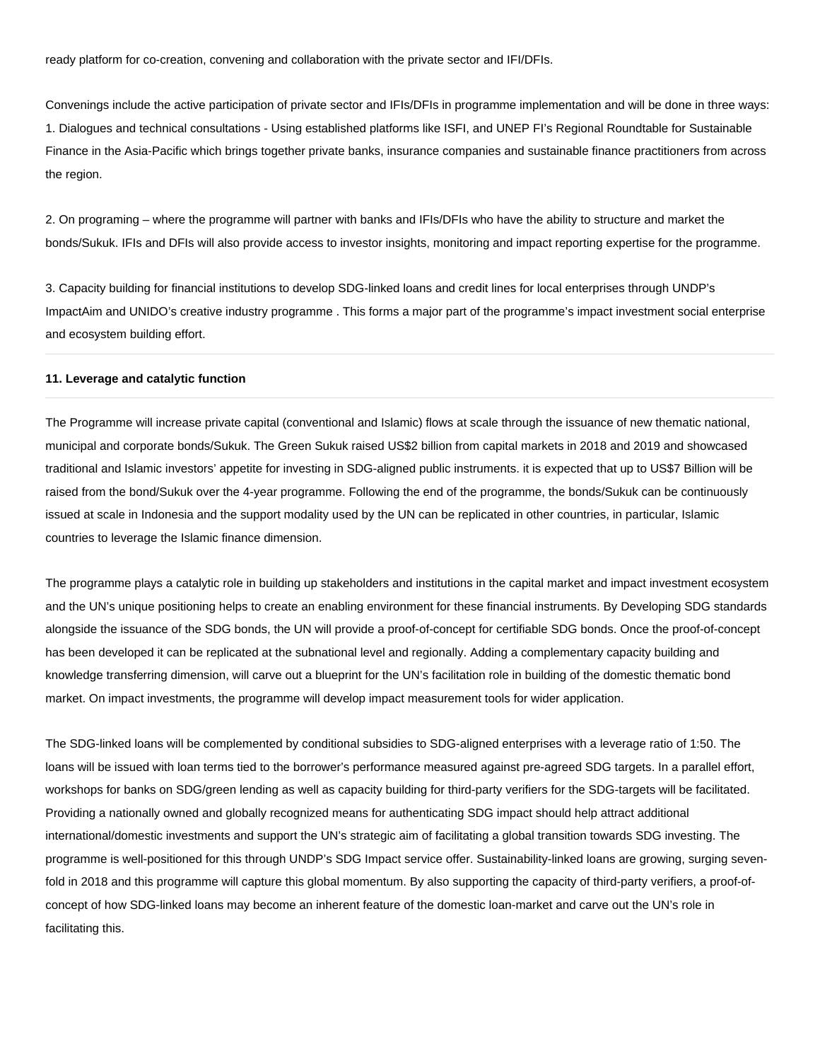ready platform for co-creation, convening and collaboration with the private sector and IFI/DFIs.

Convenings include the active participation of private sector and IFIs/DFIs in programme implementation and will be done in three ways:
1. Dialogues and technical consultations - Using established platforms like ISFI, and UNEP FI's Regional Roundtable for Sustainable Finance in the Asia-Pacific which brings together private banks, insurance companies and sustainable finance practitioners from across the region.

2. On programing – where the programme will partner with banks and IFIs/DFIs who have the ability to structure and market the bonds/Sukuk. IFIs and DFIs will also provide access to investor insights, monitoring and impact reporting expertise for the programme.

3. Capacity building for financial institutions to develop SDG-linked loans and credit lines for local enterprises through UNDP's ImpactAim and UNIDO's creative industry programme . This forms a major part of the programme's impact investment social enterprise and ecosystem building effort.

---

**11. Leverage and catalytic function**

---

The Programme will increase private capital (conventional and Islamic) flows at scale through the issuance of new thematic national, municipal and corporate bonds/Sukuk. The Green Sukuk raised US$2 billion from capital markets in 2018 and 2019 and showcased traditional and Islamic investors' appetite for investing in SDG-aligned public instruments. it is expected that up to US$7 Billion will be raised from the bond/Sukuk over the 4-year programme. Following the end of the programme, the bonds/Sukuk can be continuously issued at scale in Indonesia and the support modality used by the UN can be replicated in other countries, in particular, Islamic countries to leverage the Islamic finance dimension.

The programme plays a catalytic role in building up stakeholders and institutions in the capital market and impact investment ecosystem and the UN's unique positioning helps to create an enabling environment for these financial instruments. By Developing SDG standards alongside the issuance of the SDG bonds, the UN will provide a proof-of-concept for certifiable SDG bonds. Once the proof-of-concept has been developed it can be replicated at the subnational level and regionally. Adding a complementary capacity building and knowledge transferring dimension, will carve out a blueprint for the UN's facilitation role in building of the domestic thematic bond market. On impact investments, the programme will develop impact measurement tools for wider application.

The SDG-linked loans will be complemented by conditional subsidies to SDG-aligned enterprises with a leverage ratio of 1:50. The loans will be issued with loan terms tied to the borrower's performance measured against pre-agreed SDG targets. In a parallel effort, workshops for banks on SDG/green lending as well as capacity building for third-party verifiers for the SDG-targets will be facilitated. Providing a nationally owned and globally recognized means for authenticating SDG impact should help attract additional international/domestic investments and support the UN's strategic aim of facilitating a global transition towards SDG investing. The programme is well-positioned for this through UNDP's SDG Impact service offer. Sustainability-linked loans are growing, surging seven-fold in 2018 and this programme will capture this global momentum. By also supporting the capacity of third-party verifiers, a proof-of-concept of how SDG-linked loans may become an inherent feature of the domestic loan-market and carve out the UN's role in facilitating this.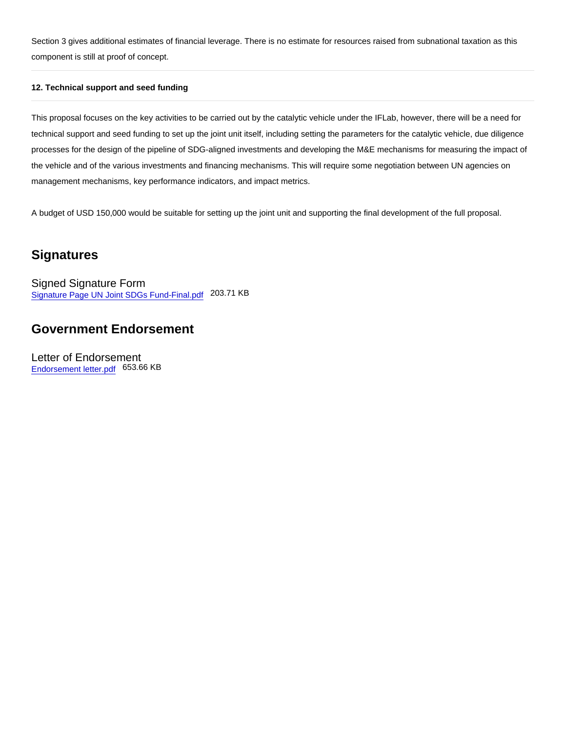Section 3 gives additional estimates of financial leverage. There is no estimate for resources raised from subnational taxation as this component is still at proof of concept.

**12. Technical support and seed funding**

This proposal focuses on the key activities to be carried out by the catalytic vehicle under the IFLab, however, there will be a need for technical support and seed funding to set up the joint unit itself, including setting the parameters for the catalytic vehicle, due diligence processes for the design of the pipeline of SDG-aligned investments and developing the M&E mechanisms for measuring the impact of the vehicle and of the various investments and financing mechanisms. This will require some negotiation between UN agencies on management mechanisms, key performance indicators, and impact metrics.

A budget of USD 150,000 would be suitable for setting up the joint unit and supporting the final development of the full proposal.

## Signatures

Signed Signature Form

Signature Page UN Joint SDGs Fund-Final.pdf 203.71 KB

## Government Endorsement

Letter of Endorsement

Endorsement letter.pdf 653.66 KB